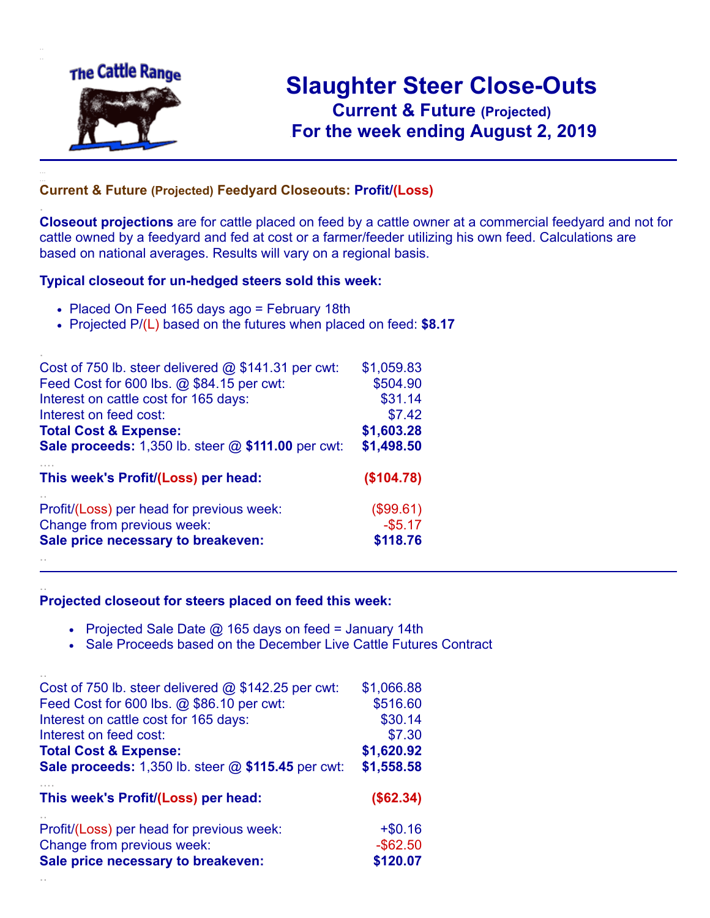# Slaughter Steer Close-Outs

## Current & Future (Projected)

## For the week ending August 2, 2019

The Cattle Range

### Current & Future (Projected) Feedyard Closeouts: Profit/(Loss)

**Closeout projections** are for cattle placed on feed by a cattle owner at a commercial feedyard and not for cattle owned by a feedyard and fed at cost or a farmer/feeder utilizing his own feed. Calculations are based on national averages. Results will vary on a regional basis.

### Typical closeout for un-hedged steers sold this week:

- Placed On Feed 165 days ago = February 18th
- Projected P/(L) based on the futures when placed on feed: **$8.17**

| | |
|---|---|
| Cost of 750 lb. steer delivered @ $141.31 per cwt: | $1,059.83 |
| Feed Cost for 600 lbs. @ $84.15 per cwt: | $504.90 |
| Interest on cattle cost for 165 days: | $31.14 |
| Interest on feed cost: | $7.42 |
| **Total Cost & Expense:** | **$1,603.28** |
| **Sale proceeds:** 1,350 lb. steer @ **$111.00** per cwt: | **$1,498.50** |
| **This week's Profit/(Loss) per head:** | **($104.78)** |
| Profit/(Loss) per head for previous week: | ($99.61) |
| Change from previous week: | -$5.17 |
| **Sale price necessary to breakeven:** | **$118.76** |

### Projected closeout for steers placed on feed this week:

- Projected Sale Date @ 165 days on feed = January 14th
- Sale Proceeds based on the December Live Cattle Futures Contract

| | |
|---|---|
| Cost of 750 lb. steer delivered @ $142.25 per cwt: | $1,066.88 |
| Feed Cost for 600 lbs. @ $86.10 per cwt: | $516.60 |
| Interest on cattle cost for 165 days: | $30.14 |
| Interest on feed cost: | $7.30 |
| **Total Cost & Expense:** | **$1,620.92** |
| **Sale proceeds:** 1,350 lb. steer @ **$115.45** per cwt: | **$1,558.58** |
| **This week's Profit/(Loss) per head:** | **($62.34)** |
| Profit/(Loss) per head for previous week: | +$0.16 |
| Change from previous week: | -$62.50 |
| **Sale price necessary to breakeven:** | **$120.07** |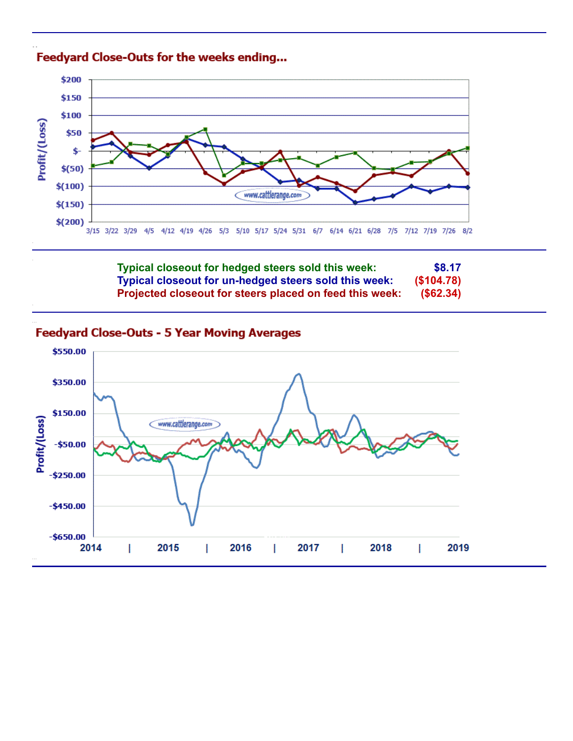## Feedyard Close-Outs for the weeks ending...

Profit/(Loss)

$200
$150
$100
$50
$-
$(50)
$(100)
$(150)
$(200)

3/15 3/22 3/29 4/5 4/12 4/19 4/26 5/3 5/10 5/17 5/24 5/31 6/7 6/14 6/21 6/28 7/5 7/12 7/19 7/26 8/2

www.cattlerange.com

| | |
|---|---|
| **Typical closeout for hedged steers sold this week:** | **$8.17** |
| **Typical closeout for un-hedged steers sold this week:** | **($104.78)** |
| **Projected closeout for steers placed on feed this week:** | **($62.34)** |

## Feedyard Close-Outs - 5 Year Moving Averages

Profit/(Loss)

$550.00
$350.00
$150.00
-$50.00
-$250.00
-$450.00
-$650.00

2014 | 2015 | 2016 | 2017 | 2018 | 2019

www.cattlerange.com